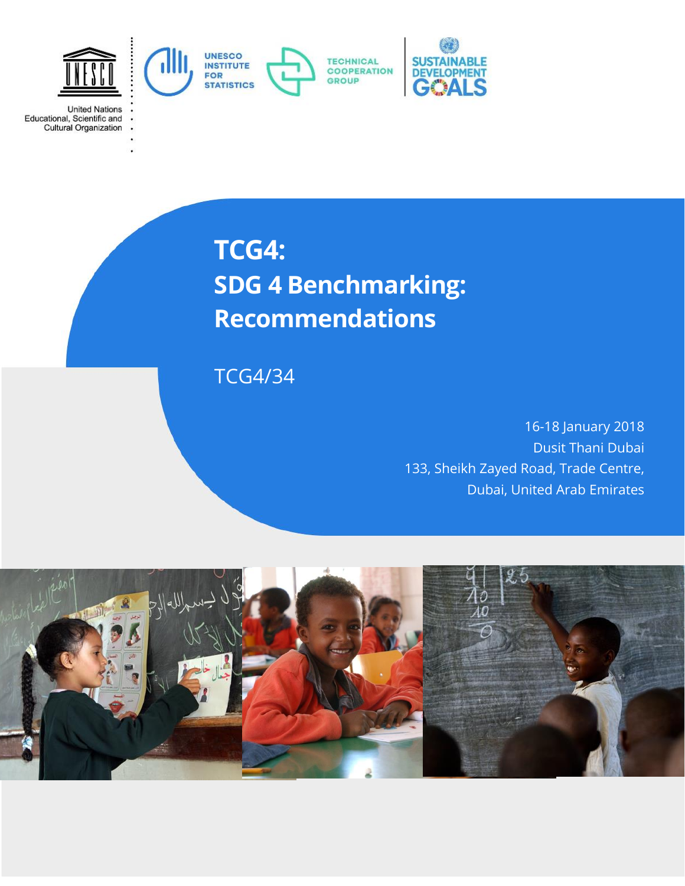United Nations Educational, Scientific and Cultural Organization

UNESCO INSTITUTE FOR STATISTICS

TECHNICAL COOPERATION GROUP

SUSTAINABLE DEVELOPMENT GOALS

# TCG4: SDG 4 Benchmarking: Recommendations

TCG4/34

16-18 January 2018
Dusit Thani Dubai
133, Sheikh Zayed Road, Trade Centre,
Dubai, United Arab Emirates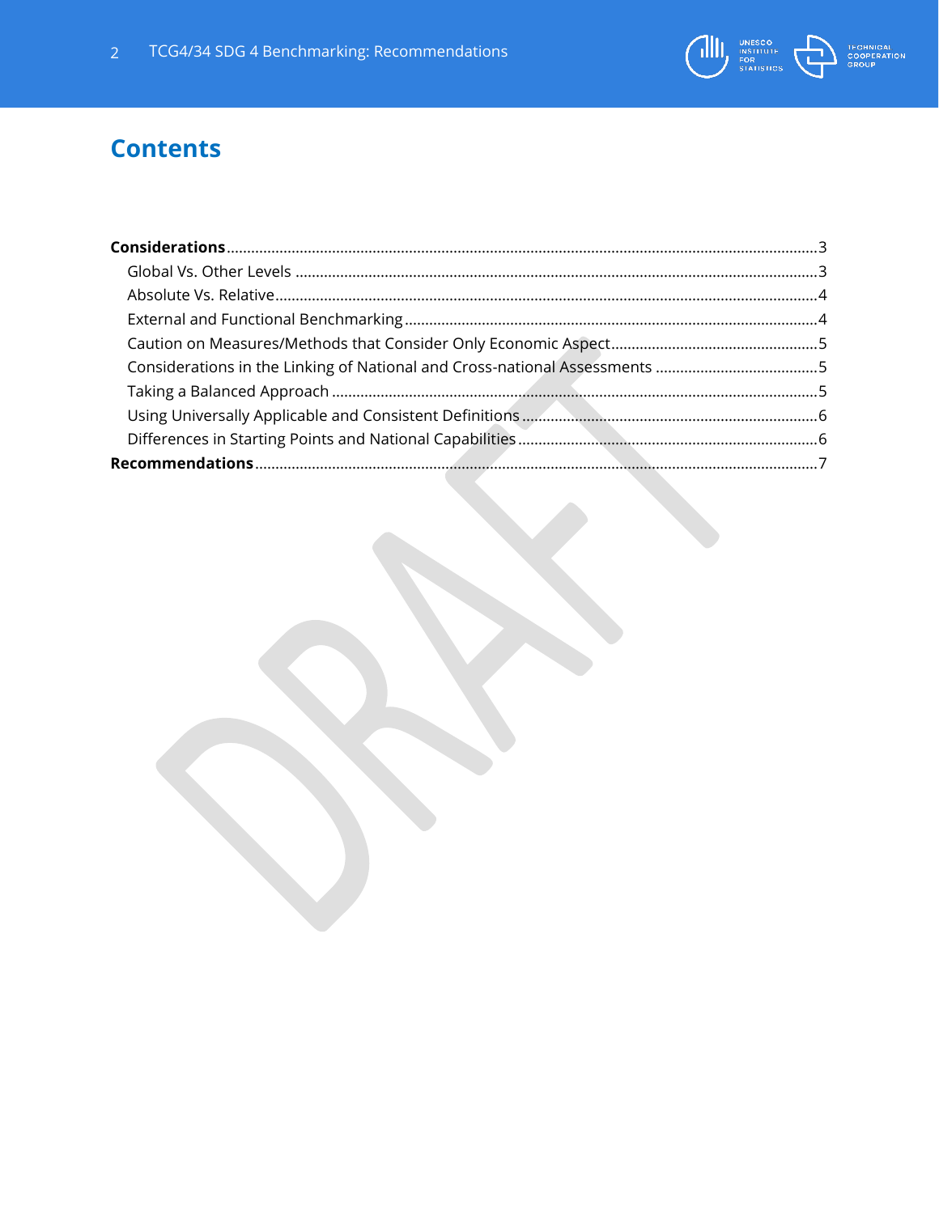# Contents

**Considerations** ... 3
- Global Vs. Other Levels ... 3
- Absolute Vs. Relative ... 4
- External and Functional Benchmarking ... 4
- Caution on Measures/Methods that Consider Only Economic Aspect ... 5
- Considerations in the Linking of National and Cross-national Assessments ... 5
- Taking a Balanced Approach ... 5
- Using Universally Applicable and Consistent Definitions ... 6
- Differences in Starting Points and National Capabilities ... 6

**Recommendations** ... 7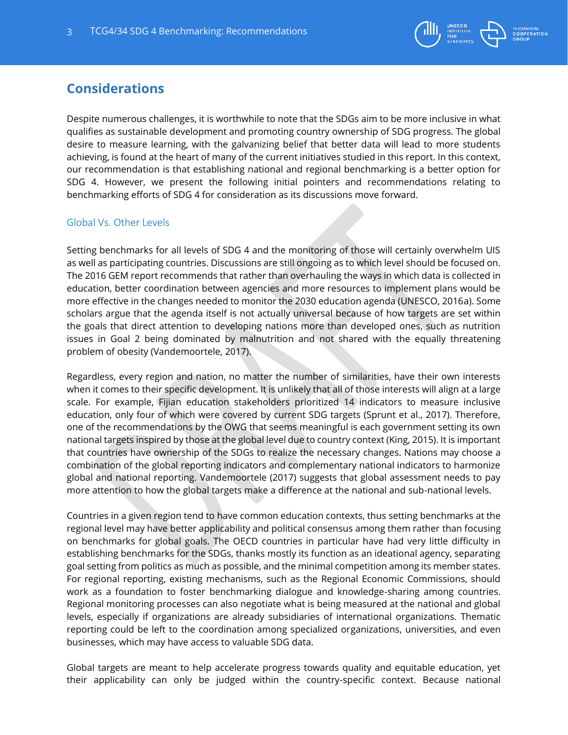## Considerations

Despite numerous challenges, it is worthwhile to note that the SDGs aim to be more inclusive in what qualifies as sustainable development and promoting country ownership of SDG progress. The global desire to measure learning, with the galvanizing belief that better data will lead to more students achieving, is found at the heart of many of the current initiatives studied in this report. In this context, our recommendation is that establishing national and regional benchmarking is a better option for SDG 4. However, we present the following initial pointers and recommendations relating to benchmarking efforts of SDG 4 for consideration as its discussions move forward.

### Global Vs. Other Levels

Setting benchmarks for all levels of SDG 4 and the monitoring of those will certainly overwhelm UIS as well as participating countries. Discussions are still ongoing as to which level should be focused on. The 2016 GEM report recommends that rather than overhauling the ways in which data is collected in education, better coordination between agencies and more resources to implement plans would be more effective in the changes needed to monitor the 2030 education agenda (UNESCO, 2016a). Some scholars argue that the agenda itself is not actually universal because of how targets are set within the goals that direct attention to developing nations more than developed ones, such as nutrition issues in Goal 2 being dominated by malnutrition and not shared with the equally threatening problem of obesity (Vandemoortele, 2017).

Regardless, every region and nation, no matter the number of similarities, have their own interests when it comes to their specific development. It is unlikely that all of those interests will align at a large scale. For example, Fijian education stakeholders prioritized 14 indicators to measure inclusive education, only four of which were covered by current SDG targets (Sprunt et al., 2017). Therefore, one of the recommendations by the OWG that seems meaningful is each government setting its own national targets inspired by those at the global level due to country context (King, 2015). It is important that countries have ownership of the SDGs to realize the necessary changes. Nations may choose a combination of the global reporting indicators and complementary national indicators to harmonize global and national reporting. Vandemoortele (2017) suggests that global assessment needs to pay more attention to how the global targets make a difference at the national and sub-national levels.

Countries in a given region tend to have common education contexts, thus setting benchmarks at the regional level may have better applicability and political consensus among them rather than focusing on benchmarks for global goals. The OECD countries in particular have had very little difficulty in establishing benchmarks for the SDGs, thanks mostly its function as an ideational agency, separating goal setting from politics as much as possible, and the minimal competition among its member states. For regional reporting, existing mechanisms, such as the Regional Economic Commissions, should work as a foundation to foster benchmarking dialogue and knowledge-sharing among countries. Regional monitoring processes can also negotiate what is being measured at the national and global levels, especially if organizations are already subsidiaries of international organizations. Thematic reporting could be left to the coordination among specialized organizations, universities, and even businesses, which may have access to valuable SDG data.

Global targets are meant to help accelerate progress towards quality and equitable education, yet their applicability can only be judged within the country-specific context. Because national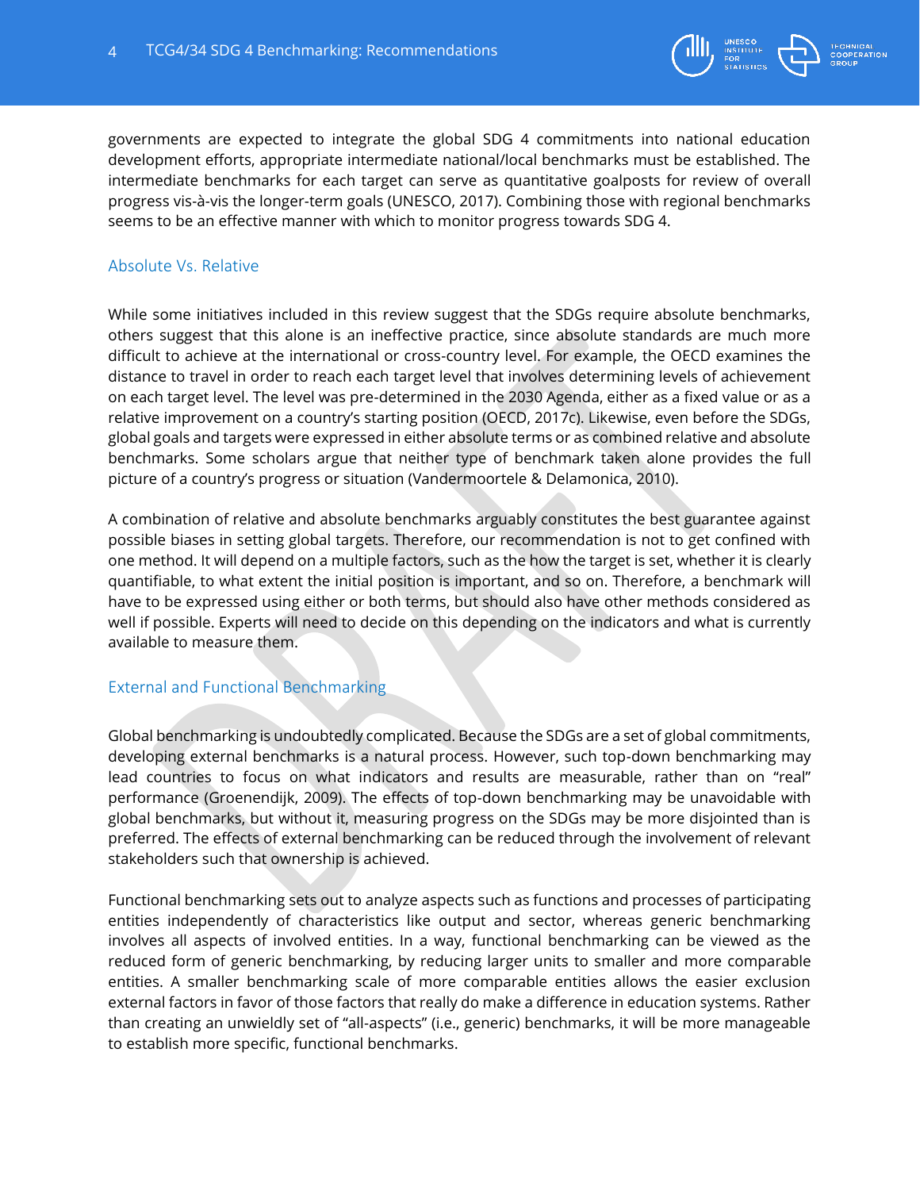governments are expected to integrate the global SDG 4 commitments into national education development efforts, appropriate intermediate national/local benchmarks must be established. The intermediate benchmarks for each target can serve as quantitative goalposts for review of overall progress vis-à-vis the longer-term goals (UNESCO, 2017). Combining those with regional benchmarks seems to be an effective manner with which to monitor progress towards SDG 4.

## Absolute Vs. Relative

While some initiatives included in this review suggest that the SDGs require absolute benchmarks, others suggest that this alone is an ineffective practice, since absolute standards are much more difficult to achieve at the international or cross-country level. For example, the OECD examines the distance to travel in order to reach each target level that involves determining levels of achievement on each target level. The level was pre-determined in the 2030 Agenda, either as a fixed value or as a relative improvement on a country's starting position (OECD, 2017c). Likewise, even before the SDGs, global goals and targets were expressed in either absolute terms or as combined relative and absolute benchmarks. Some scholars argue that neither type of benchmark taken alone provides the full picture of a country's progress or situation (Vandermoortele & Delamonica, 2010).

A combination of relative and absolute benchmarks arguably constitutes the best guarantee against possible biases in setting global targets. Therefore, our recommendation is not to get confined with one method. It will depend on a multiple factors, such as the how the target is set, whether it is clearly quantifiable, to what extent the initial position is important, and so on. Therefore, a benchmark will have to be expressed using either or both terms, but should also have other methods considered as well if possible. Experts will need to decide on this depending on the indicators and what is currently available to measure them.

## External and Functional Benchmarking

Global benchmarking is undoubtedly complicated. Because the SDGs are a set of global commitments, developing external benchmarks is a natural process. However, such top-down benchmarking may lead countries to focus on what indicators and results are measurable, rather than on "real" performance (Groenendijk, 2009). The effects of top-down benchmarking may be unavoidable with global benchmarks, but without it, measuring progress on the SDGs may be more disjointed than is preferred. The effects of external benchmarking can be reduced through the involvement of relevant stakeholders such that ownership is achieved.

Functional benchmarking sets out to analyze aspects such as functions and processes of participating entities independently of characteristics like output and sector, whereas generic benchmarking involves all aspects of involved entities. In a way, functional benchmarking can be viewed as the reduced form of generic benchmarking, by reducing larger units to smaller and more comparable entities. A smaller benchmarking scale of more comparable entities allows the easier exclusion external factors in favor of those factors that really do make a difference in education systems. Rather than creating an unwieldy set of "all-aspects" (i.e., generic) benchmarks, it will be more manageable to establish more specific, functional benchmarks.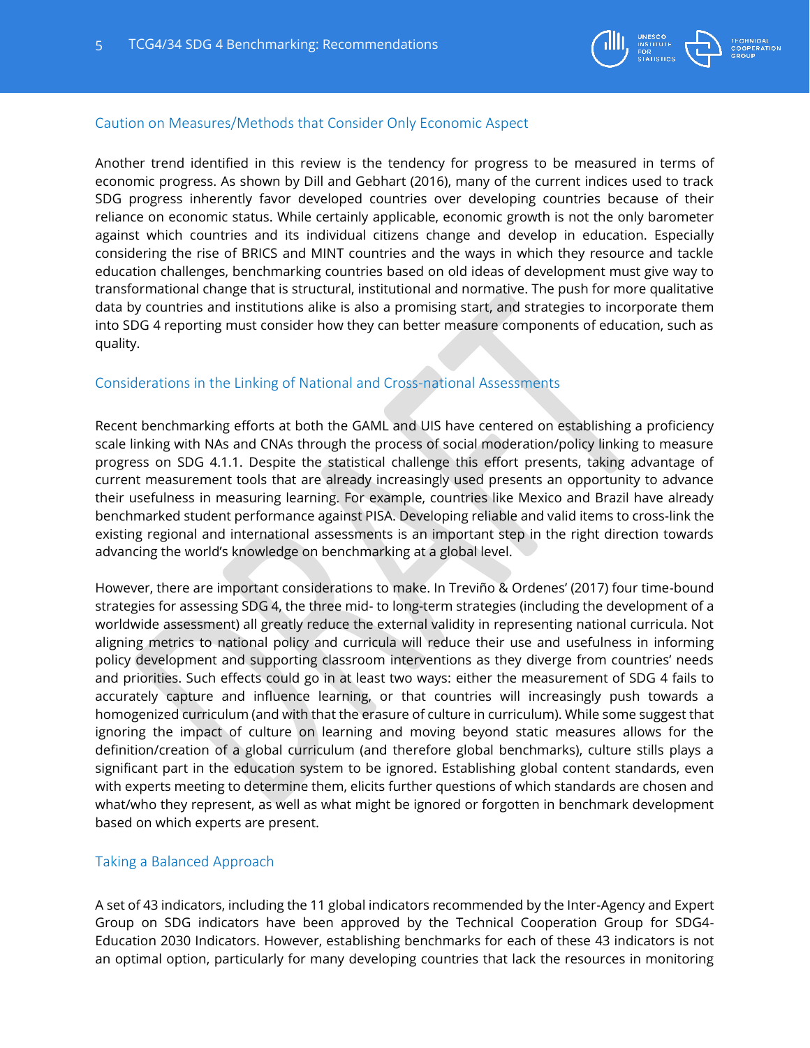### Caution on Measures/Methods that Consider Only Economic Aspect

Another trend identified in this review is the tendency for progress to be measured in terms of economic progress. As shown by Dill and Gebhart (2016), many of the current indices used to track SDG progress inherently favor developed countries over developing countries because of their reliance on economic status. While certainly applicable, economic growth is not the only barometer against which countries and its individual citizens change and develop in education. Especially considering the rise of BRICS and MINT countries and the ways in which they resource and tackle education challenges, benchmarking countries based on old ideas of development must give way to transformational change that is structural, institutional and normative. The push for more qualitative data by countries and institutions alike is also a promising start, and strategies to incorporate them into SDG 4 reporting must consider how they can better measure components of education, such as quality.

### Considerations in the Linking of National and Cross-national Assessments

Recent benchmarking efforts at both the GAML and UIS have centered on establishing a proficiency scale linking with NAs and CNAs through the process of social moderation/policy linking to measure progress on SDG 4.1.1. Despite the statistical challenge this effort presents, taking advantage of current measurement tools that are already increasingly used presents an opportunity to advance their usefulness in measuring learning. For example, countries like Mexico and Brazil have already benchmarked student performance against PISA. Developing reliable and valid items to cross-link the existing regional and international assessments is an important step in the right direction towards advancing the world's knowledge on benchmarking at a global level.

However, there are important considerations to make. In Treviño & Ordenes' (2017) four time-bound strategies for assessing SDG 4, the three mid- to long-term strategies (including the development of a worldwide assessment) all greatly reduce the external validity in representing national curricula. Not aligning metrics to national policy and curricula will reduce their use and usefulness in informing policy development and supporting classroom interventions as they diverge from countries' needs and priorities. Such effects could go in at least two ways: either the measurement of SDG 4 fails to accurately capture and influence learning, or that countries will increasingly push towards a homogenized curriculum (and with that the erasure of culture in curriculum). While some suggest that ignoring the impact of culture on learning and moving beyond static measures allows for the definition/creation of a global curriculum (and therefore global benchmarks), culture stills plays a significant part in the education system to be ignored. Establishing global content standards, even with experts meeting to determine them, elicits further questions of which standards are chosen and what/who they represent, as well as what might be ignored or forgotten in benchmark development based on which experts are present.

### Taking a Balanced Approach

A set of 43 indicators, including the 11 global indicators recommended by the Inter-Agency and Expert Group on SDG indicators have been approved by the Technical Cooperation Group for SDG4-Education 2030 Indicators. However, establishing benchmarks for each of these 43 indicators is not an optimal option, particularly for many developing countries that lack the resources in monitoring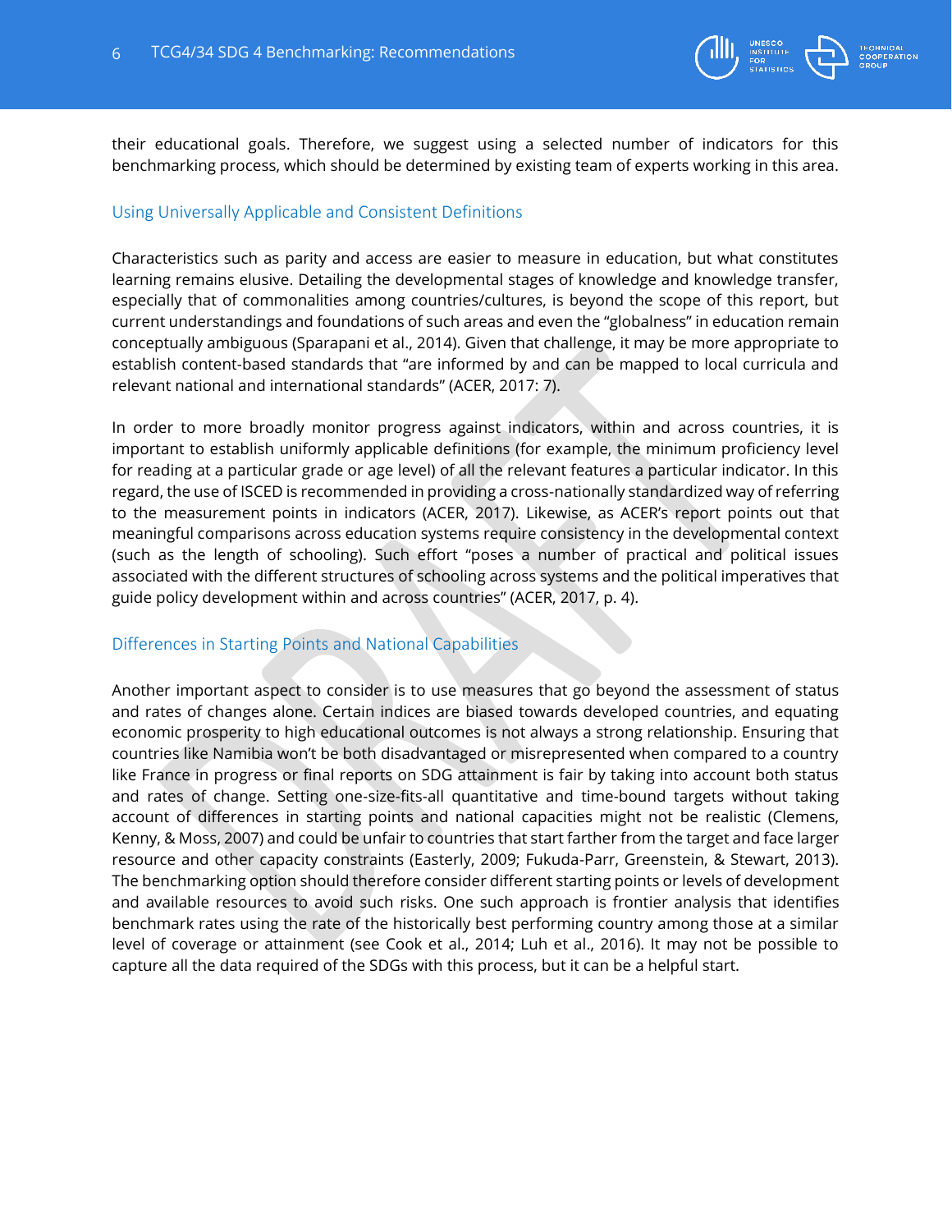their educational goals. Therefore, we suggest using a selected number of indicators for this benchmarking process, which should be determined by existing team of experts working in this area.

## Using Universally Applicable and Consistent Definitions

Characteristics such as parity and access are easier to measure in education, but what constitutes learning remains elusive. Detailing the developmental stages of knowledge and knowledge transfer, especially that of commonalities among countries/cultures, is beyond the scope of this report, but current understandings and foundations of such areas and even the "globalness" in education remain conceptually ambiguous (Sparapani et al., 2014). Given that challenge, it may be more appropriate to establish content-based standards that "are informed by and can be mapped to local curricula and relevant national and international standards" (ACER, 2017: 7).

In order to more broadly monitor progress against indicators, within and across countries, it is important to establish uniformly applicable definitions (for example, the minimum proficiency level for reading at a particular grade or age level) of all the relevant features a particular indicator. In this regard, the use of ISCED is recommended in providing a cross-nationally standardized way of referring to the measurement points in indicators (ACER, 2017). Likewise, as ACER's report points out that meaningful comparisons across education systems require consistency in the developmental context (such as the length of schooling). Such effort "poses a number of practical and political issues associated with the different structures of schooling across systems and the political imperatives that guide policy development within and across countries" (ACER, 2017, p. 4).

## Differences in Starting Points and National Capabilities

Another important aspect to consider is to use measures that go beyond the assessment of status and rates of changes alone. Certain indices are biased towards developed countries, and equating economic prosperity to high educational outcomes is not always a strong relationship. Ensuring that countries like Namibia won't be both disadvantaged or misrepresented when compared to a country like France in progress or final reports on SDG attainment is fair by taking into account both status and rates of change. Setting one-size-fits-all quantitative and time-bound targets without taking account of differences in starting points and national capacities might not be realistic (Clemens, Kenny, & Moss, 2007) and could be unfair to countries that start farther from the target and face larger resource and other capacity constraints (Easterly, 2009; Fukuda-Parr, Greenstein, & Stewart, 2013). The benchmarking option should therefore consider different starting points or levels of development and available resources to avoid such risks. One such approach is frontier analysis that identifies benchmark rates using the rate of the historically best performing country among those at a similar level of coverage or attainment (see Cook et al., 2014; Luh et al., 2016). It may not be possible to capture all the data required of the SDGs with this process, but it can be a helpful start.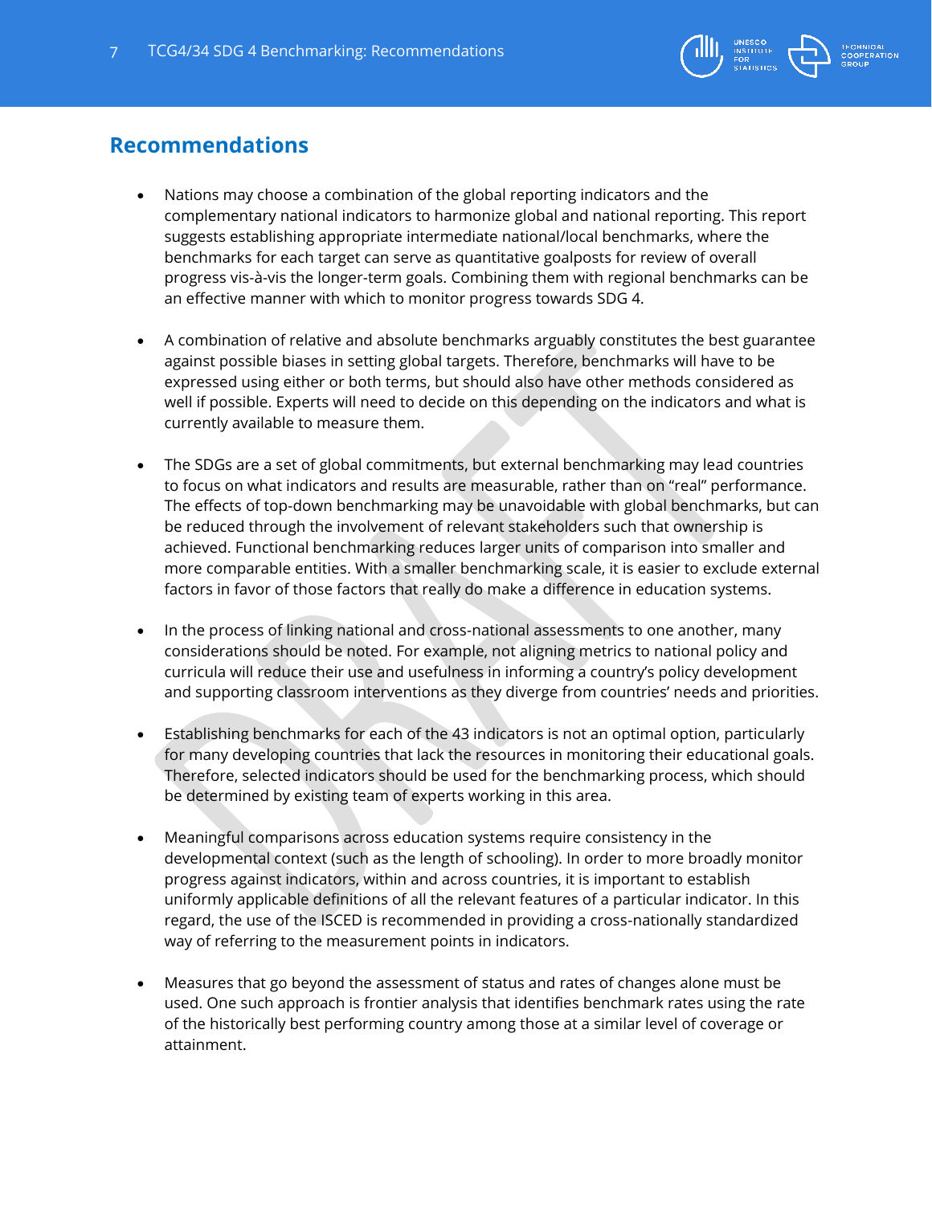## Recommendations

- Nations may choose a combination of the global reporting indicators and the complementary national indicators to harmonize global and national reporting. This report suggests establishing appropriate intermediate national/local benchmarks, where the benchmarks for each target can serve as quantitative goalposts for review of overall progress vis-à-vis the longer-term goals. Combining them with regional benchmarks can be an effective manner with which to monitor progress towards SDG 4.

- A combination of relative and absolute benchmarks arguably constitutes the best guarantee against possible biases in setting global targets. Therefore, benchmarks will have to be expressed using either or both terms, but should also have other methods considered as well if possible. Experts will need to decide on this depending on the indicators and what is currently available to measure them.

- The SDGs are a set of global commitments, but external benchmarking may lead countries to focus on what indicators and results are measurable, rather than on "real" performance. The effects of top-down benchmarking may be unavoidable with global benchmarks, but can be reduced through the involvement of relevant stakeholders such that ownership is achieved. Functional benchmarking reduces larger units of comparison into smaller and more comparable entities. With a smaller benchmarking scale, it is easier to exclude external factors in favor of those factors that really do make a difference in education systems.

- In the process of linking national and cross-national assessments to one another, many considerations should be noted. For example, not aligning metrics to national policy and curricula will reduce their use and usefulness in informing a country's policy development and supporting classroom interventions as they diverge from countries' needs and priorities.

- Establishing benchmarks for each of the 43 indicators is not an optimal option, particularly for many developing countries that lack the resources in monitoring their educational goals. Therefore, selected indicators should be used for the benchmarking process, which should be determined by existing team of experts working in this area.

- Meaningful comparisons across education systems require consistency in the developmental context (such as the length of schooling). In order to more broadly monitor progress against indicators, within and across countries, it is important to establish uniformly applicable definitions of all the relevant features of a particular indicator. In this regard, the use of the ISCED is recommended in providing a cross-nationally standardized way of referring to the measurement points in indicators.

- Measures that go beyond the assessment of status and rates of changes alone must be used. One such approach is frontier analysis that identifies benchmark rates using the rate of the historically best performing country among those at a similar level of coverage or attainment.